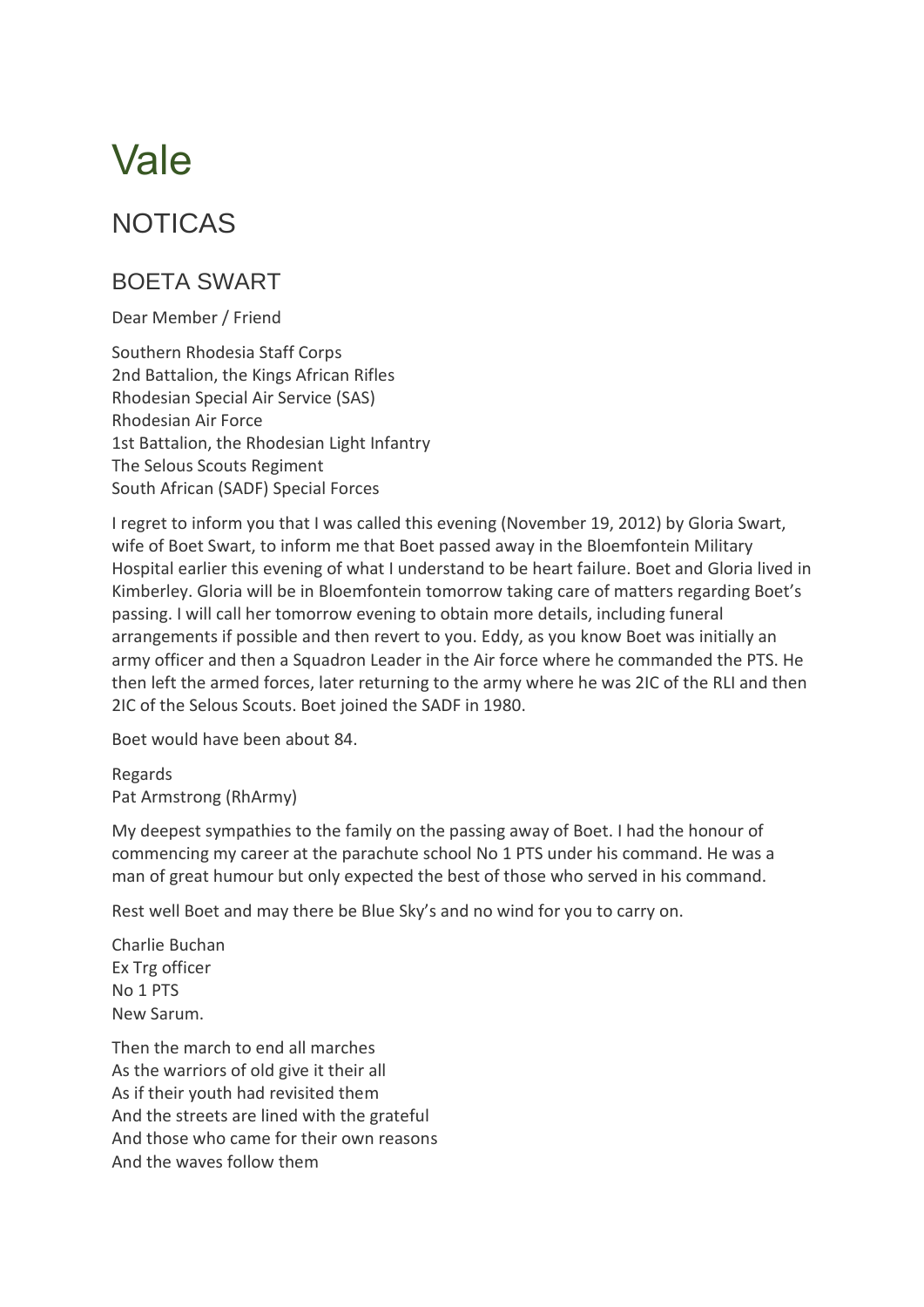# Vale

## NOTICAS

### BOETA SWART

Dear Member / Friend

Southern Rhodesia Staff Corps  
2nd Battalion, the Kings African Rifles  
Rhodesian Special Air Service (SAS)  
Rhodesian Air Force  
1st Battalion, the Rhodesian Light Infantry  
The Selous Scouts Regiment  
South African (SADF) Special Forces

I regret to inform you that I was called this evening (November 19, 2012) by Gloria Swart, wife of Boet Swart, to inform me that Boet passed away in the Bloemfontein Military Hospital earlier this evening of what I understand to be heart failure. Boet and Gloria lived in Kimberley. Gloria will be in Bloemfontein tomorrow taking care of matters regarding Boet's passing. I will call her tomorrow evening to obtain more details, including funeral arrangements if possible and then revert to you. Eddy, as you know Boet was initially an army officer and then a Squadron Leader in the Air force where he commanded the PTS. He then left the armed forces, later returning to the army where he was 2IC of the RLI and then 2IC of the Selous Scouts. Boet joined the SADF in 1980.

Boet would have been about 84.

Regards  
Pat Armstrong (RhArmy)

My deepest sympathies to the family on the passing away of Boet. I had the honour of commencing my career at the parachute school No 1 PTS under his command. He was a man of great humour but only expected the best of those who served in his command.

Rest well Boet and may there be Blue Sky's and no wind for you to carry on.

Charlie Buchan  
Ex Trg officer  
No 1 PTS  
New Sarum.

Then the march to end all marches  
As the warriors of old give it their all  
As if their youth had revisited them  
And the streets are lined with the grateful  
And those who came for their own reasons  
And the waves follow them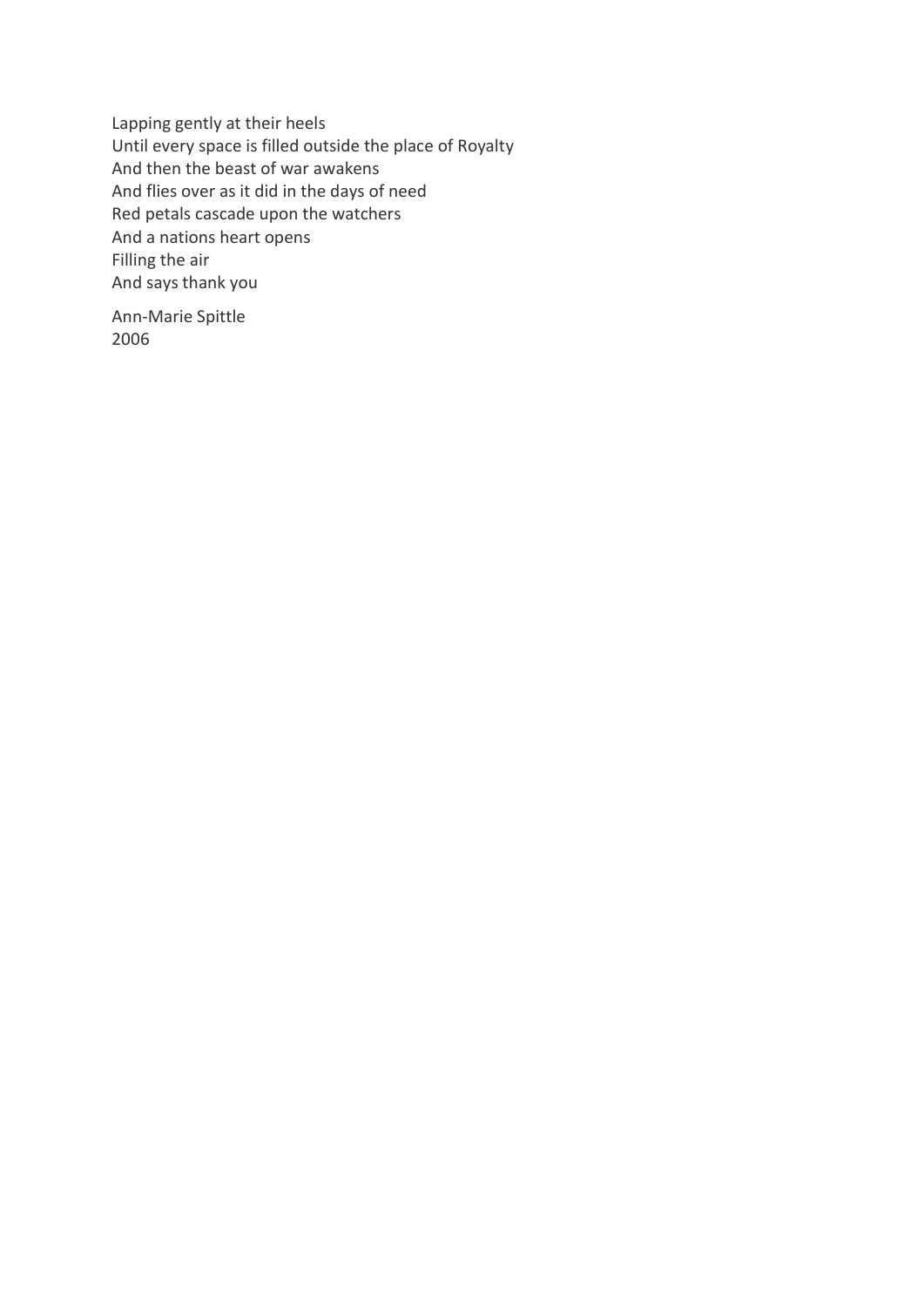Lapping gently at their heels  
Until every space is filled outside the place of Royalty  
And then the beast of war awakens  
And flies over as it did in the days of need  
Red petals cascade upon the watchers  
And a nations heart opens  
Filling the air  
And says thank you

Ann-Marie Spittle  
2006